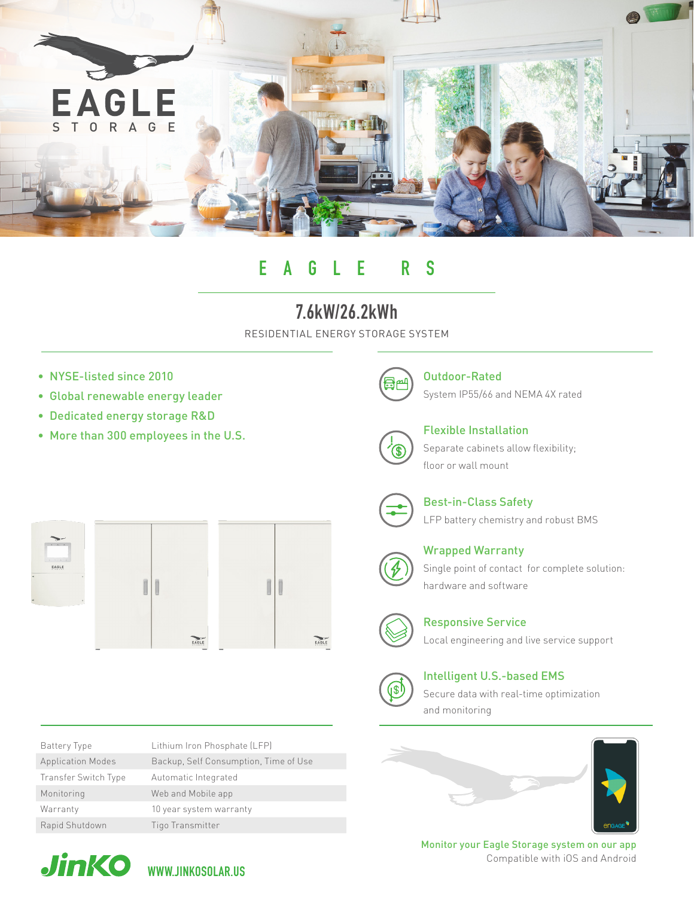EAGLE STORAGE

# EAGLE RS

## 7.6kW/26.2kWh

RESIDENTIAL ENERGY STORAGE SYSTEM

- NYSE-listed since 2010
- Global renewable energy leader
- Dedicated energy storage R&D
- More than 300 employees in the U.S.

**Outdoor-Rated**
System IP55/66 and NEMA 4X rated

**Flexible Installation**
Separate cabinets allow flexibility; floor or wall mount

**Best-in-Class Safety**
LFP battery chemistry and robust BMS

**Wrapped Warranty**
Single point of contact for complete solution: hardware and software

**Responsive Service**
Local engineering and live service support

**Intelligent U.S.-based EMS**
Secure data with real-time optimization and monitoring

| | |
|---|---|
| Battery Type | Lithium Iron Phosphate (LFP) |
| Application Modes | Backup, Self Consumption, Time of Use |
| Transfer Switch Type | Automatic Integrated |
| Monitoring | Web and Mobile app |
| Warranty | 10 year system warranty |
| Rapid Shutdown | Tigo Transmitter |

**Monitor your Eagle Storage system on our app**
Compatible with iOS and Android

JinKO WWW.JINKOSOLAR.US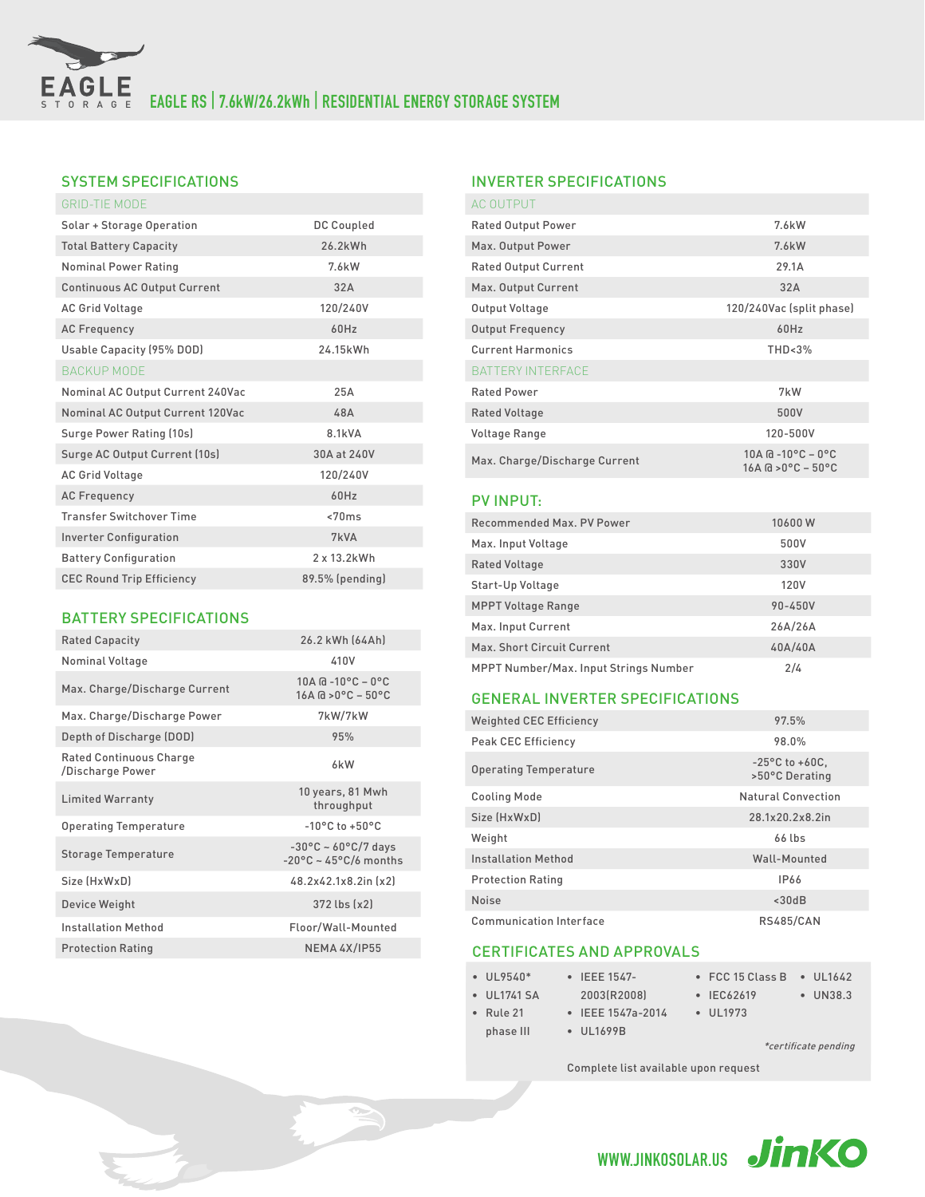# EAGLE RS | 7.6kW/26.2kWh | RESIDENTIAL ENERGY STORAGE SYSTEM

## SYSTEM SPECIFICATIONS

| | |
|---|---|
| **GRID-TIE MODE** | |
| Solar + Storage Operation | DC Coupled |
| Total Battery Capacity | 26.2kWh |
| Nominal Power Rating | 7.6kW |
| Continuous AC Output Current | 32A |
| AC Grid Voltage | 120/240V |
| AC Frequency | 60Hz |
| Usable Capacity (95% DOD) | 24.15kWh |
| **BACKUP MODE** | |
| Nominal AC Output Current 240Vac | 25A |
| Nominal AC Output Current 120Vac | 48A |
| Surge Power Rating (10s) | 8.1kVA |
| Surge AC Output Current (10s) | 30A at 240V |
| AC Grid Voltage | 120/240V |
| AC Frequency | 60Hz |
| Transfer Switchover Time | <70ms |
| Inverter Configuration | 7kVA |
| Battery Configuration | 2 x 13.2kWh |
| CEC Round Trip Efficiency | 89.5% (pending) |

## BATTERY SPECIFICATIONS

| | |
|---|---|
| Rated Capacity | 26.2 kWh (64Ah) |
| Nominal Voltage | 410V |
| Max. Charge/Discharge Current | 10A @ -10°C – 0°C<br>16A @ >0°C – 50°C |
| Max. Charge/Discharge Power | 7kW/7kW |
| Depth of Discharge (DOD) | 95% |
| Rated Continuous Charge /Discharge Power | 6kW |
| Limited Warranty | 10 years, 81 Mwh throughput |
| Operating Temperature | -10°C to +50°C |
| Storage Temperature | -30°C ~ 60°C/7 days<br>-20°C ~ 45°C/6 months |
| Size (HxWxD) | 48.2x42.1x8.2in (x2) |
| Device Weight | 372 lbs (x2) |
| Installation Method | Floor/Wall-Mounted |
| Protection Rating | NEMA 4X/IP55 |

## INVERTER SPECIFICATIONS

| | |
|---|---|
| **AC OUTPUT** | |
| Rated Output Power | 7.6kW |
| Max. Output Power | 7.6kW |
| Rated Output Current | 29.1A |
| Max. Output Current | 32A |
| Output Voltage | 120/240Vac (split phase) |
| Output Frequency | 60Hz |
| Current Harmonics | THD<3% |
| **BATTERY INTERFACE** | |
| Rated Power | 7kW |
| Rated Voltage | 500V |
| Voltage Range | 120-500V |
| Max. Charge/Discharge Current | 10A @ -10°C – 0°C<br>16A @ >0°C – 50°C |

## PV INPUT:

| | |
|---|---|
| Recommended Max. PV Power | 10600 W |
| Max. Input Voltage | 500V |
| Rated Voltage | 330V |
| Start-Up Voltage | 120V |
| MPPT Voltage Range | 90-450V |
| Max. Input Current | 26A/26A |
| Max. Short Circuit Current | 40A/40A |
| MPPT Number/Max. Input Strings Number | 2/4 |

## GENERAL INVERTER SPECIFICATIONS

| | |
|---|---|
| Weighted CEC Efficiency | 97.5% |
| Peak CEC Efficiency | 98.0% |
| Operating Temperature | -25°C to +60C, >50°C Derating |
| Cooling Mode | Natural Convection |
| Size (HxWxD) | 28.1x20.2x8.2in |
| Weight | 66 lbs |
| Installation Method | Wall-Mounted |
| Protection Rating | IP66 |
| Noise | <30dB |
| Communication Interface | RS485/CAN |

## CERTIFICATES AND APPROVALS

- UL9540*
- UL1741 SA
- Rule 21 phase III
- IEEE 1547-2003(R2008)
- IEEE 1547a-2014
- UL1699B
- FCC 15 Class B
- IEC62619
- UL1973
- UL1642
- UN38.3

*certificate pending

Complete list available upon request

WWW.JINKOSOLAR.US